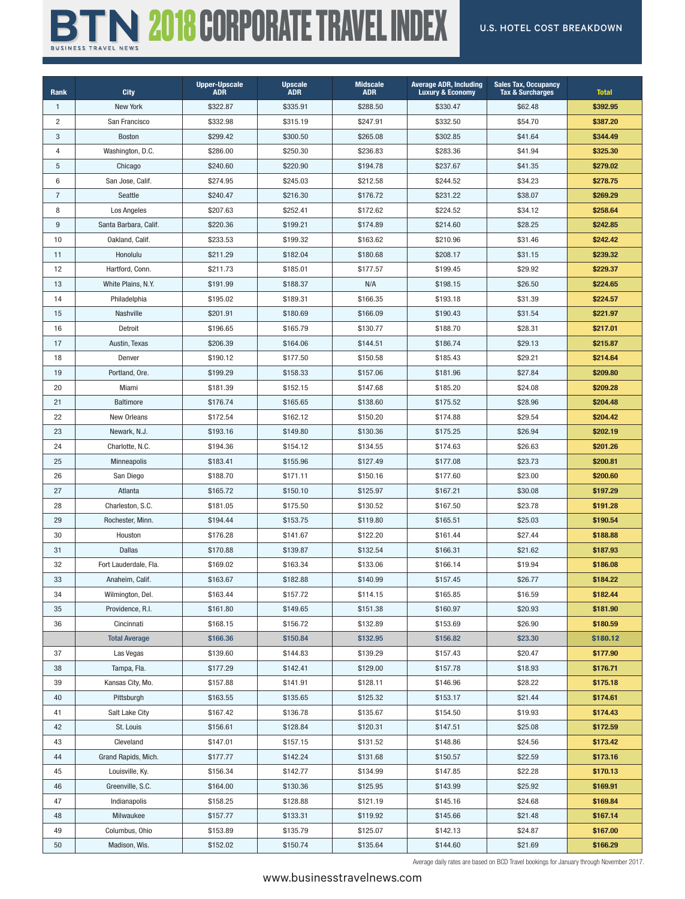# BTN 2018 CORPORATE TRAVEL INDEX

BUSINESS TRAVEL NEWS

## U.S. HOTEL COST BREAKDOWN

| Rank | City | Upper-Upscale ADR | Upscale ADR | Midscale ADR | Average ADR, Including Luxury & Economy | Sales Tax, Occupancy Tax & Surcharges | Total |
|---|---|---|---|---|---|---|---|
| 1 | New York | $322.87 | $335.91 | $288.50 | $330.47 | $62.48 | **$392.95** |
| 2 | San Francisco | $332.98 | $315.19 | $247.91 | $332.50 | $54.70 | **$387.20** |
| 3 | Boston | $299.42 | $300.50 | $265.08 | $302.85 | $41.64 | **$344.49** |
| 4 | Washington, D.C. | $286.00 | $250.30 | $236.83 | $283.36 | $41.94 | **$325.30** |
| 5 | Chicago | $240.60 | $220.90 | $194.78 | $237.67 | $41.35 | **$279.02** |
| 6 | San Jose, Calif. | $274.95 | $245.03 | $212.58 | $244.52 | $34.23 | **$278.75** |
| 7 | Seattle | $240.47 | $216.30 | $176.72 | $231.22 | $38.07 | **$269.29** |
| 8 | Los Angeles | $207.63 | $252.41 | $172.62 | $224.52 | $34.12 | **$258.64** |
| 9 | Santa Barbara, Calif. | $220.36 | $199.21 | $174.89 | $214.60 | $28.25 | **$242.85** |
| 10 | Oakland, Calif. | $233.53 | $199.32 | $163.62 | $210.96 | $31.46 | **$242.42** |
| 11 | Honolulu | $211.29 | $182.04 | $180.68 | $208.17 | $31.15 | **$239.32** |
| 12 | Hartford, Conn. | $211.73 | $185.01 | $177.57 | $199.45 | $29.92 | **$229.37** |
| 13 | White Plains, N.Y. | $191.99 | $188.37 | N/A | $198.15 | $26.50 | **$224.65** |
| 14 | Philadelphia | $195.02 | $189.31 | $166.35 | $193.18 | $31.39 | **$224.57** |
| 15 | Nashville | $201.91 | $180.69 | $166.09 | $190.43 | $31.54 | **$221.97** |
| 16 | Detroit | $196.65 | $165.79 | $130.77 | $188.70 | $28.31 | **$217.01** |
| 17 | Austin, Texas | $206.39 | $164.06 | $144.51 | $186.74 | $29.13 | **$215.87** |
| 18 | Denver | $190.12 | $177.50 | $150.58 | $185.43 | $29.21 | **$214.64** |
| 19 | Portland, Ore. | $199.29 | $158.33 | $157.06 | $181.96 | $27.84 | **$209.80** |
| 20 | Miami | $181.39 | $152.15 | $147.68 | $185.20 | $24.08 | **$209.28** |
| 21 | Baltimore | $176.74 | $165.65 | $138.60 | $175.52 | $28.96 | **$204.48** |
| 22 | New Orleans | $172.54 | $162.12 | $150.20 | $174.88 | $29.54 | **$204.42** |
| 23 | Newark, N.J. | $193.16 | $149.80 | $130.36 | $175.25 | $26.94 | **$202.19** |
| 24 | Charlotte, N.C. | $194.36 | $154.12 | $134.55 | $174.63 | $26.63 | **$201.26** |
| 25 | Minneapolis | $183.41 | $155.96 | $127.49 | $177.08 | $23.73 | **$200.81** |
| 26 | San Diego | $188.70 | $171.11 | $150.16 | $177.60 | $23.00 | **$200.60** |
| 27 | Atlanta | $165.72 | $150.10 | $125.97 | $167.21 | $30.08 | **$197.29** |
| 28 | Charleston, S.C. | $181.05 | $175.50 | $130.52 | $167.50 | $23.78 | **$191.28** |
| 29 | Rochester, Minn. | $194.44 | $153.75 | $119.80 | $165.51 | $25.03 | **$190.54** |
| 30 | Houston | $176.28 | $141.67 | $122.20 | $161.44 | $27.44 | **$188.88** |
| 31 | Dallas | $170.88 | $139.87 | $132.54 | $166.31 | $21.62 | **$187.93** |
| 32 | Fort Lauderdale, Fla. | $169.02 | $163.34 | $133.06 | $166.14 | $19.94 | **$186.08** |
| 33 | Anaheim, Calif. | $163.67 | $182.88 | $140.99 | $157.45 | $26.77 | **$184.22** |
| 34 | Wilmington, Del. | $163.44 | $157.72 | $114.15 | $165.85 | $16.59 | **$182.44** |
| 35 | Providence, R.I. | $161.80 | $149.65 | $151.38 | $160.97 | $20.93 | **$181.90** |
| 36 | Cincinnati | $168.15 | $156.72 | $132.89 | $153.69 | $26.90 | **$180.59** |
| | **Total Average** | **$166.36** | **$150.84** | **$132.95** | **$156.82** | **$23.30** | **$180.12** |
| 37 | Las Vegas | $139.60 | $144.83 | $139.29 | $157.43 | $20.47 | **$177.90** |
| 38 | Tampa, Fla. | $177.29 | $142.41 | $129.00 | $157.78 | $18.93 | **$176.71** |
| 39 | Kansas City, Mo. | $157.88 | $141.91 | $128.11 | $146.96 | $28.22 | **$175.18** |
| 40 | Pittsburgh | $163.55 | $135.65 | $125.32 | $153.17 | $21.44 | **$174.61** |
| 41 | Salt Lake City | $167.42 | $136.78 | $135.67 | $154.50 | $19.93 | **$174.43** |
| 42 | St. Louis | $156.61 | $128.84 | $120.31 | $147.51 | $25.08 | **$172.59** |
| 43 | Cleveland | $147.01 | $157.15 | $131.52 | $148.86 | $24.56 | **$173.42** |
| 44 | Grand Rapids, Mich. | $177.77 | $142.24 | $131.68 | $150.57 | $22.59 | **$173.16** |
| 45 | Louisville, Ky. | $156.34 | $142.77 | $134.99 | $147.85 | $22.28 | **$170.13** |
| 46 | Greenville, S.C. | $164.00 | $130.36 | $125.95 | $143.99 | $25.92 | **$169.91** |
| 47 | Indianapolis | $158.25 | $128.88 | $121.19 | $145.16 | $24.68 | **$169.84** |
| 48 | Milwaukee | $157.77 | $133.31 | $119.92 | $145.66 | $21.48 | **$167.14** |
| 49 | Columbus, Ohio | $153.89 | $135.79 | $125.07 | $142.13 | $24.87 | **$167.00** |
| 50 | Madison, Wis. | $152.02 | $150.74 | $135.64 | $144.60 | $21.69 | **$166.29** |

Average daily rates are based on BCD Travel bookings for January through November 2017.

www.businesstravelnews.com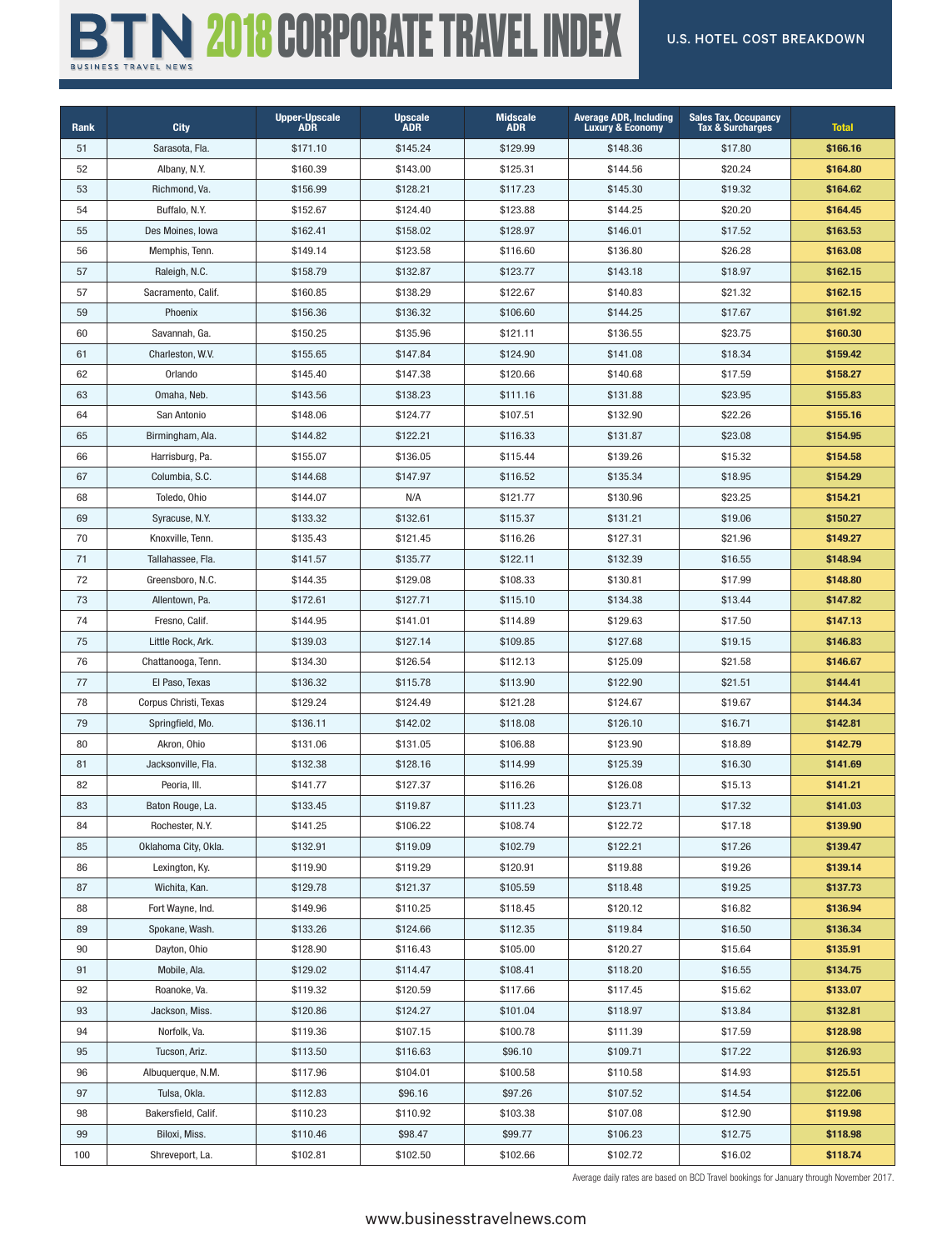# BTN 2018 CORPORATE TRAVEL INDEX

U.S. HOTEL COST BREAKDOWN

| Rank | City | Upper-Upscale ADR | Upscale ADR | Midscale ADR | Average ADR, Including Luxury & Economy | Sales Tax, Occupancy Tax & Surcharges | Total |
|---|---|---|---|---|---|---|---|
| 51 | Sarasota, Fla. | $171.10 | $145.24 | $129.99 | $148.36 | $17.80 | **$166.16** |
| 52 | Albany, N.Y. | $160.39 | $143.00 | $125.31 | $144.56 | $20.24 | **$164.80** |
| 53 | Richmond, Va. | $156.99 | $128.21 | $117.23 | $145.30 | $19.32 | **$164.62** |
| 54 | Buffalo, N.Y. | $152.67 | $124.40 | $123.88 | $144.25 | $20.20 | **$164.45** |
| 55 | Des Moines, Iowa | $162.41 | $158.02 | $128.97 | $146.01 | $17.52 | **$163.53** |
| 56 | Memphis, Tenn. | $149.14 | $123.58 | $116.60 | $136.80 | $26.28 | **$163.08** |
| 57 | Raleigh, N.C. | $158.79 | $132.87 | $123.77 | $143.18 | $18.97 | **$162.15** |
| 57 | Sacramento, Calif. | $160.85 | $138.29 | $122.67 | $140.83 | $21.32 | **$162.15** |
| 59 | Phoenix | $156.36 | $136.32 | $106.60 | $144.25 | $17.67 | **$161.92** |
| 60 | Savannah, Ga. | $150.25 | $135.96 | $121.11 | $136.55 | $23.75 | **$160.30** |
| 61 | Charleston, W.V. | $155.65 | $147.84 | $124.90 | $141.08 | $18.34 | **$159.42** |
| 62 | Orlando | $145.40 | $147.38 | $120.66 | $140.68 | $17.59 | **$158.27** |
| 63 | Omaha, Neb. | $143.56 | $138.23 | $111.16 | $131.88 | $23.95 | **$155.83** |
| 64 | San Antonio | $148.06 | $124.77 | $107.51 | $132.90 | $22.26 | **$155.16** |
| 65 | Birmingham, Ala. | $144.82 | $122.21 | $116.33 | $131.87 | $23.08 | **$154.95** |
| 66 | Harrisburg, Pa. | $155.07 | $136.05 | $115.44 | $139.26 | $15.32 | **$154.58** |
| 67 | Columbia, S.C. | $144.68 | $147.97 | $116.52 | $135.34 | $18.95 | **$154.29** |
| 68 | Toledo, Ohio | $144.07 | N/A | $121.77 | $130.96 | $23.25 | **$154.21** |
| 69 | Syracuse, N.Y. | $133.32 | $132.61 | $115.37 | $131.21 | $19.06 | **$150.27** |
| 70 | Knoxville, Tenn. | $135.43 | $121.45 | $116.26 | $127.31 | $21.96 | **$149.27** |
| 71 | Tallahassee, Fla. | $141.57 | $135.77 | $122.11 | $132.39 | $16.55 | **$148.94** |
| 72 | Greensboro, N.C. | $144.35 | $129.08 | $108.33 | $130.81 | $17.99 | **$148.80** |
| 73 | Allentown, Pa. | $172.61 | $127.71 | $115.10 | $134.38 | $13.44 | **$147.82** |
| 74 | Fresno, Calif. | $144.95 | $141.01 | $114.89 | $129.63 | $17.50 | **$147.13** |
| 75 | Little Rock, Ark. | $139.03 | $127.14 | $109.85 | $127.68 | $19.15 | **$146.83** |
| 76 | Chattanooga, Tenn. | $134.30 | $126.54 | $112.13 | $125.09 | $21.58 | **$146.67** |
| 77 | El Paso, Texas | $136.32 | $115.78 | $113.90 | $122.90 | $21.51 | **$144.41** |
| 78 | Corpus Christi, Texas | $129.24 | $124.49 | $121.28 | $124.67 | $19.67 | **$144.34** |
| 79 | Springfield, Mo. | $136.11 | $142.02 | $118.08 | $126.10 | $16.71 | **$142.81** |
| 80 | Akron, Ohio | $131.06 | $131.05 | $106.88 | $123.90 | $18.89 | **$142.79** |
| 81 | Jacksonville, Fla. | $132.38 | $128.16 | $114.99 | $125.39 | $16.30 | **$141.69** |
| 82 | Peoria, Ill. | $141.77 | $127.37 | $116.26 | $126.08 | $15.13 | **$141.21** |
| 83 | Baton Rouge, La. | $133.45 | $119.87 | $111.23 | $123.71 | $17.32 | **$141.03** |
| 84 | Rochester, N.Y. | $141.25 | $106.22 | $108.74 | $122.72 | $17.18 | **$139.90** |
| 85 | Oklahoma City, Okla. | $132.91 | $119.09 | $102.79 | $122.21 | $17.26 | **$139.47** |
| 86 | Lexington, Ky. | $119.90 | $119.29 | $120.91 | $119.88 | $19.26 | **$139.14** |
| 87 | Wichita, Kan. | $129.78 | $121.37 | $105.59 | $118.48 | $19.25 | **$137.73** |
| 88 | Fort Wayne, Ind. | $149.96 | $110.25 | $118.45 | $120.12 | $16.82 | **$136.94** |
| 89 | Spokane, Wash. | $133.26 | $124.66 | $112.35 | $119.84 | $16.50 | **$136.34** |
| 90 | Dayton, Ohio | $128.90 | $116.43 | $105.00 | $120.27 | $15.64 | **$135.91** |
| 91 | Mobile, Ala. | $129.02 | $114.47 | $108.41 | $118.20 | $16.55 | **$134.75** |
| 92 | Roanoke, Va. | $119.32 | $120.59 | $117.66 | $117.45 | $15.62 | **$133.07** |
| 93 | Jackson, Miss. | $120.86 | $124.27 | $101.04 | $118.97 | $13.84 | **$132.81** |
| 94 | Norfolk, Va. | $119.36 | $107.15 | $100.78 | $111.39 | $17.59 | **$128.98** |
| 95 | Tucson, Ariz. | $113.50 | $116.63 | $96.10 | $109.71 | $17.22 | **$126.93** |
| 96 | Albuquerque, N.M. | $117.96 | $104.01 | $100.58 | $110.58 | $14.93 | **$125.51** |
| 97 | Tulsa, Okla. | $112.83 | $96.16 | $97.26 | $107.52 | $14.54 | **$122.06** |
| 98 | Bakersfield, Calif. | $110.23 | $110.92 | $103.38 | $107.08 | $12.90 | **$119.98** |
| 99 | Biloxi, Miss. | $110.46 | $98.47 | $99.77 | $106.23 | $12.75 | **$118.98** |
| 100 | Shreveport, La. | $102.81 | $102.50 | $102.66 | $102.72 | $16.02 | **$118.74** |

Average daily rates are based on BCD Travel bookings for January through November 2017.

www.businesstravelnews.com